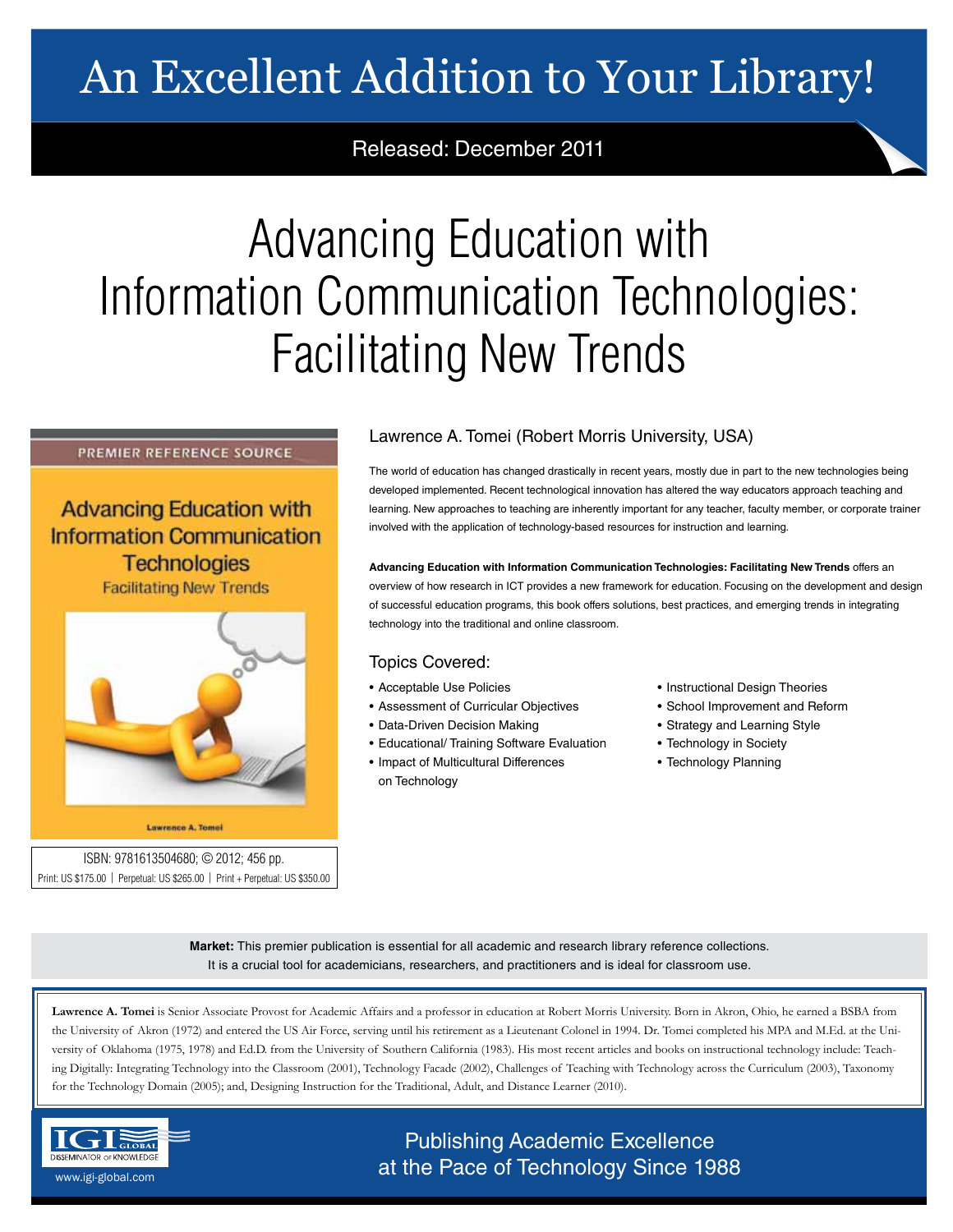# An Excellent Addition to Your Library!

Released: December 2011

# Advancing Education with Information Communication Technologies: Facilitating New Trends

PREMIER REFERENCE SOURCE

Advancing Education with Information Communication Technologies

Facilitating New Trends

Lawrence A. Tomei

ISBN: 9781613504680; © 2012; 456 pp.

Print: US $175.00 | Perpetual: US $265.00 | Print + Perpetual: US $350.00

Lawrence A. Tomei (Robert Morris University, USA)

The world of education has changed drastically in recent years, mostly due in part to the new technologies being developed implemented. Recent technological innovation has altered the way educators approach teaching and learning. New approaches to teaching are inherently important for any teacher, faculty member, or corporate trainer involved with the application of technology-based resources for instruction and learning.

**Advancing Education with Information Communication Technologies: Facilitating New Trends** offers an overview of how research in ICT provides a new framework for education. Focusing on the development and design of successful education programs, this book offers solutions, best practices, and emerging trends in integrating technology into the traditional and online classroom.

## Topics Covered:

- Acceptable Use Policies
- Assessment of Curricular Objectives
- Data-Driven Decision Making
- Educational/ Training Software Evaluation
- Impact of Multicultural Differences on Technology
- Instructional Design Theories
- School Improvement and Reform
- Strategy and Learning Style
- Technology in Society
- Technology Planning

**Market:** This premier publication is essential for all academic and research library reference collections. It is a crucial tool for academicians, researchers, and practitioners and is ideal for classroom use.

**Lawrence A. Tomei** is Senior Associate Provost for Academic Affairs and a professor in education at Robert Morris University. Born in Akron, Ohio, he earned a BSBA from the University of Akron (1972) and entered the US Air Force, serving until his retirement as a Lieutenant Colonel in 1994. Dr. Tomei completed his MPA and M.Ed. at the University of Oklahoma (1975, 1978) and Ed.D. from the University of Southern California (1983). His most recent articles and books on instructional technology include: Teaching Digitally: Integrating Technology into the Classroom (2001), Technology Facade (2002), Challenges of Teaching with Technology across the Curriculum (2003), Taxonomy for the Technology Domain (2005); and, Designing Instruction for the Traditional, Adult, and Distance Learner (2010).

IGI GLOBAL — DISSEMINATOR OF KNOWLEDGE

www.igi-global.com

Publishing Academic Excellence at the Pace of Technology Since 1988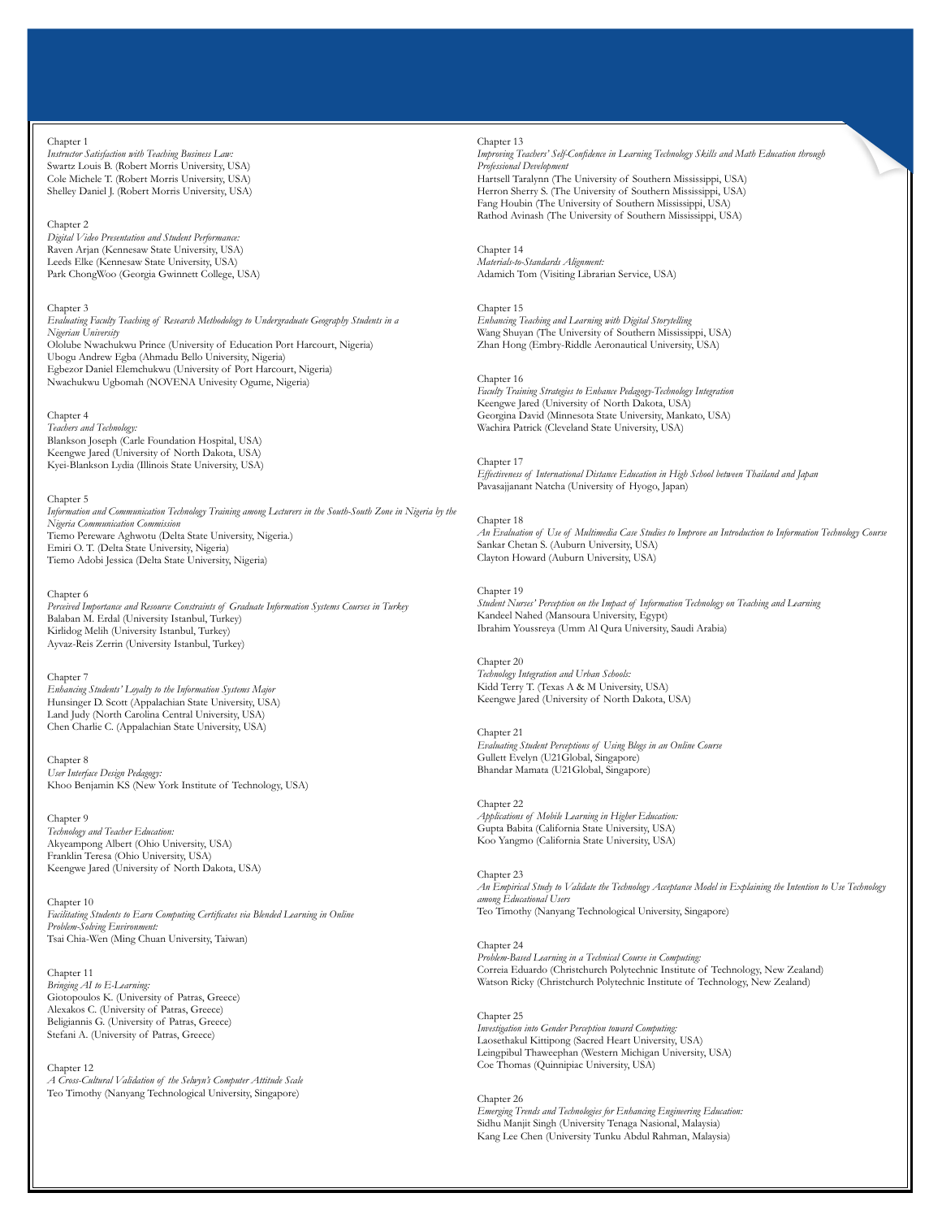Chapter 1
*Instructor Satisfaction with Teaching Business Law:*
Swartz Louis B. (Robert Morris University, USA)
Cole Michele T. (Robert Morris University, USA)
Shelley Daniel J. (Robert Morris University, USA)

Chapter 2
*Digital Video Presentation and Student Performance:*
Raven Arjan (Kennesaw State University, USA)
Leeds Elke (Kennesaw State University, USA)
Park ChongWoo (Georgia Gwinnett College, USA)

Chapter 3
*Evaluating Faculty Teaching of Research Methodology to Undergraduate Geography Students in a Nigerian University*
Ololube Nwachukwu Prince (University of Education Port Harcourt, Nigeria)
Ubogu Andrew Egba (Ahmadu Bello University, Nigeria)
Egbezor Daniel Elemchukwu (University of Port Harcourt, Nigeria)
Nwachukwu Ugbomah (NOVENA Univesity Ogume, Nigeria)

Chapter 4
*Teachers and Technology:*
Blankson Joseph (Carle Foundation Hospital, USA)
Keengwe Jared (University of North Dakota, USA)
Kyei-Blankson Lydia (Illinois State University, USA)

Chapter 5
*Information and Communication Technology Training among Lecturers in the South-South Zone in Nigeria by the Nigeria Communication Commission*
Tiemo Pereware Aghwotu (Delta State University, Nigeria.)
Emiri O. T. (Delta State University, Nigeria)
Tiemo Adobi Jessica (Delta State University, Nigeria)

Chapter 6
*Perceived Importance and Resource Constraints of Graduate Information Systems Courses in Turkey*
Balaban M. Erdal (University Istanbul, Turkey)
Kirlidog Melih (University Istanbul, Turkey)
Ayvaz-Reis Zerrin (University Istanbul, Turkey)

Chapter 7
*Enhancing Students' Loyalty to the Information Systems Major*
Hunsinger D. Scott (Appalachian State University, USA)
Land Judy (North Carolina Central University, USA)
Chen Charlie C. (Appalachian State University, USA)

Chapter 8
*User Interface Design Pedagogy:*
Khoo Benjamin KS (New York Institute of Technology, USA)

Chapter 9
*Technology and Teacher Education:*
Akyeampong Albert (Ohio University, USA)
Franklin Teresa (Ohio University, USA)
Keengwe Jared (University of North Dakota, USA)

Chapter 10
*Facilitating Students to Earn Computing Certificates via Blended Learning in Online Problem-Solving Environment:*
Tsai Chia-Wen (Ming Chuan University, Taiwan)

Chapter 11
*Bringing AI to E-Learning:*
Giotopoulos K. (University of Patras, Greece)
Alexakos C. (University of Patras, Greece)
Beligiannis G. (University of Patras, Greece)
Stefani A. (University of Patras, Greece)

Chapter 12
*A Cross-Cultural Validation of the Selwyn's Computer Attitude Scale*
Teo Timothy (Nanyang Technological University, Singapore)

Chapter 13
*Improving Teachers' Self-Confidence in Learning Technology Skills and Math Education through Professional Development*
Hartsell Taralynn (The University of Southern Mississippi, USA)
Herron Sherry S. (The University of Southern Mississippi, USA)
Fang Houbin (The University of Southern Mississippi, USA)
Rathod Avinash (The University of Southern Mississippi, USA)

Chapter 14
*Materials-to-Standards Alignment:*
Adamich Tom (Visiting Librarian Service, USA)

Chapter 15
*Enhancing Teaching and Learning with Digital Storytelling*
Wang Shuyan (The University of Southern Mississippi, USA)
Zhan Hong (Embry-Riddle Aeronautical University, USA)

Chapter 16
*Faculty Training Strategies to Enhance Pedagogy-Technology Integration*
Keengwe Jared (University of North Dakota, USA)
Georgina David (Minnesota State University, Mankato, USA)
Wachira Patrick (Cleveland State University, USA)

Chapter 17
*Effectiveness of International Distance Education in High School between Thailand and Japan*
Pavasajjanant Natcha (University of Hyogo, Japan)

Chapter 18
*An Evaluation of Use of Multimedia Case Studies to Improve an Introduction to Information Technology Course*
Sankar Chetan S. (Auburn University, USA)
Clayton Howard (Auburn University, USA)

Chapter 19
*Student Nurses' Perception on the Impact of Information Technology on Teaching and Learning*
Kandeel Nahed (Mansoura University, Egypt)
Ibrahim Youssreya (Umm Al Qura University, Saudi Arabia)

Chapter 20
*Technology Integration and Urban Schools:*
Kidd Terry T. (Texas A & M University, USA)
Keengwe Jared (University of North Dakota, USA)

Chapter 21
*Evaluating Student Perceptions of Using Blogs in an Online Course*
Gullett Evelyn (U21Global, Singapore)
Bhandar Mamata (U21Global, Singapore)

Chapter 22
*Applications of Mobile Learning in Higher Education:*
Gupta Babita (California State University, USA)
Koo Yangmo (California State University, USA)

Chapter 23
*An Empirical Study to Validate the Technology Acceptance Model in Explaining the Intention to Use Technology among Educational Users*
Teo Timothy (Nanyang Technological University, Singapore)

Chapter 24
*Problem-Based Learning in a Technical Course in Computing:*
Correia Eduardo (Christchurch Polytechnic Institute of Technology, New Zealand)
Watson Ricky (Christchurch Polytechnic Institute of Technology, New Zealand)

Chapter 25
*Investigation into Gender Perception toward Computing:*
Laosethakul Kittipong (Sacred Heart University, USA)
Leingpibul Thaweephan (Western Michigan University, USA)
Coe Thomas (Quinnipiac University, USA)

Chapter 26
*Emerging Trends and Technologies for Enhancing Engineering Education:*
Sidhu Manjit Singh (University Tenaga Nasional, Malaysia)
Kang Lee Chen (University Tunku Abdul Rahman, Malaysia)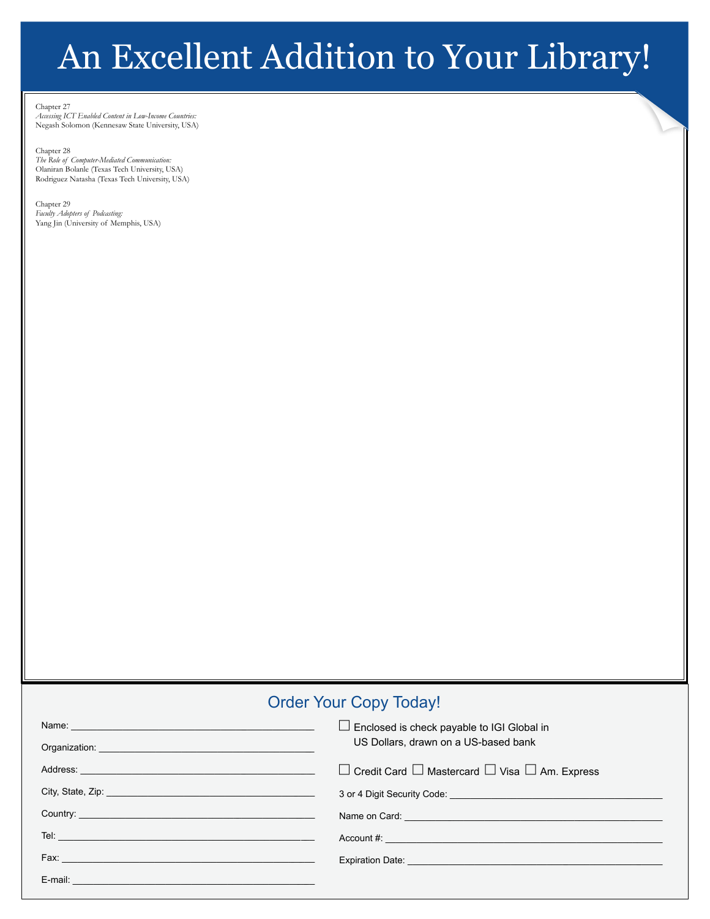# An Excellent Addition to Your Library!

Chapter 27
*Accessing ICT Enabled Content in Low-Income Countries:*
Negash Solomon (Kennesaw State University, USA)

Chapter 28
*The Role of Computer-Mediated Communication:*
Olaniran Bolanle (Texas Tech University, USA)
Rodriguez Natasha (Texas Tech University, USA)

Chapter 29
*Faculty Adopters of Podcasting:*
Yang Jin (University of Memphis, USA)

## Order Your Copy Today!

Name: ______________________________________________

Organization: ______________________________________

Address: ___________________________________________

City, State, Zip: ___________________________________

Country: ___________________________________________

Tel: _______________________________________________

Fax: _______________________________________________

E-mail: ____________________________________________

☐ Enclosed is check payable to IGI Global in US Dollars, drawn on a US-based bank

☐ Credit Card ☐ Mastercard ☐ Visa ☐ Am. Express

3 or 4 Digit Security Code: ___________________________

Name on Card: ______________________________________

Account #: _________________________________________

Expiration Date: _____________________________________